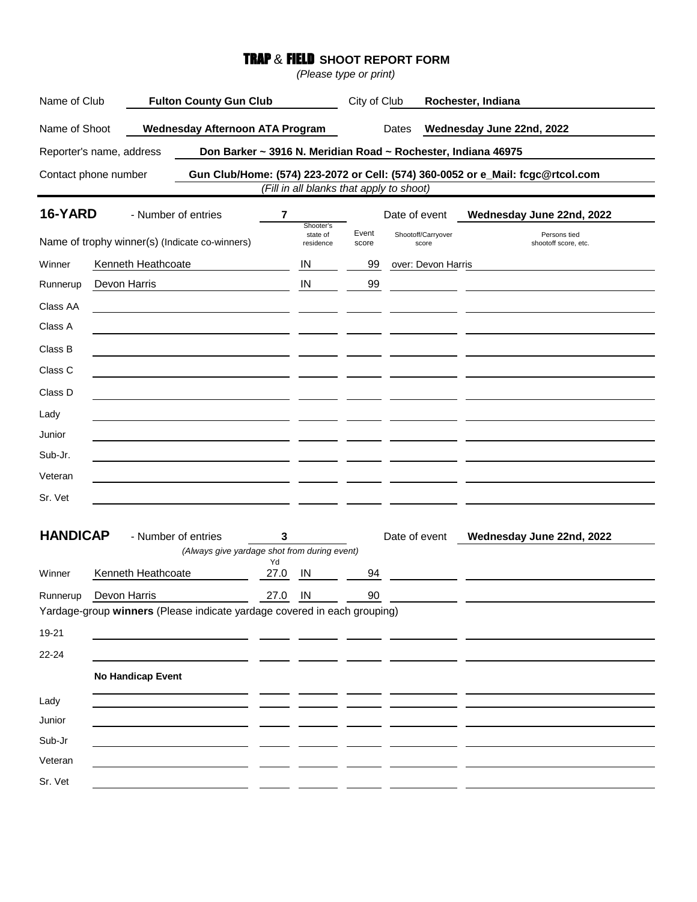# TRAP & FIELD SHOOT REPORT FORM

*(Please type or print)*

| | | | |
|---|---|---|---|
| Name of Club | **Fulton County Gun Club** | City of Club | **Rochester, Indiana** |
| Name of Shoot | **Wednesday Afternoon ATA Program** | Dates | **Wednesday June 22nd, 2022** |

Reporter's name, address: **Don Barker ~ 3916 N. Meridian Road ~ Rochester, Indiana 46975**

Contact phone number: **Gun Club/Home: (574) 223-2072 or Cell: (574) 360-0052 or e_Mail: fcgc@rtcol.com**

*(Fill in all blanks that apply to shoot)*

## 16-YARD

- Number of entries: **7**
- Date of event: **Wednesday June 22nd, 2022**

| Name of trophy winner(s) (Indicate co-winners) | | Shooter's state of residence | Event score | Shootoff/Carryover score | Persons tied shootoff score, etc. |
|---|---|---|---|---|---|
| Winner | Kenneth Heathcoate | IN | 99 | over: Devon Harris | |
| Runnerup | Devon Harris | IN | 99 | | |
| Class AA | | | | | |
| Class A | | | | | |
| Class B | | | | | |
| Class C | | | | | |
| Class D | | | | | |
| Lady | | | | | |
| Junior | | | | | |
| Sub-Jr. | | | | | |
| Veteran | | | | | |
| Sr. Vet | | | | | |

## HANDICAP

- Number of entries: **3**
- Date of event: **Wednesday June 22nd, 2022**

*(Always give yardage shot from during event)*

| | | Yd | | | | |
|---|---|---|---|---|---|---|
| Winner | Kenneth Heathcoate | 27.0 | IN | 94 | | |
| Runnerup | Devon Harris | 27.0 | IN | 90 | | |

Yardage-group **winners** (Please indicate yardage covered in each grouping)

| | | | | | | |
|---|---|---|---|---|---|---|
| 19-21 | | | | | | |
| 22-24 | | | | | | |
| | **No Handicap Event** | | | | | |
| Lady | | | | | | |
| Junior | | | | | | |
| Sub-Jr | | | | | | |
| Veteran | | | | | | |
| Sr. Vet | | | | | | |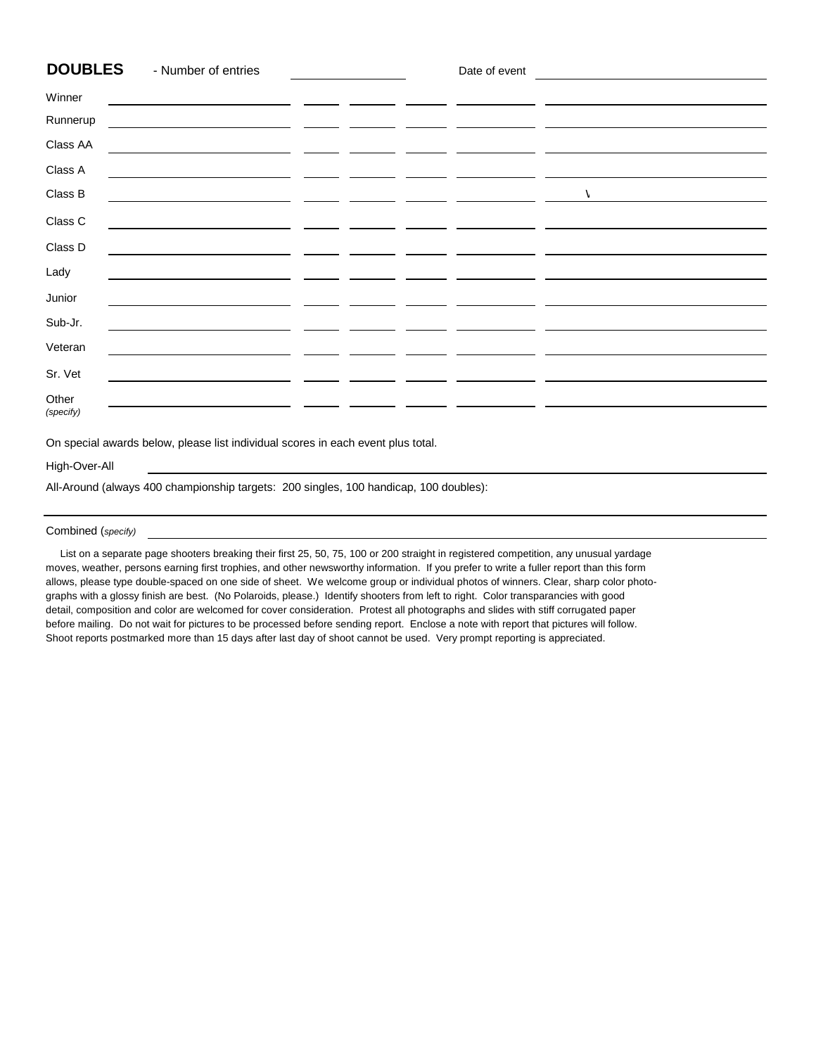**DOUBLES** - Number of entries ______________ Date of event ______________

| | | | | | | |
|---|---|---|---|---|---|---|
| Winner | | | | | | |
| Runnerup | | | | | | |
| Class AA | | | | | | |
| Class A | | | | | | |
| Class B | | | | | | \ |
| Class C | | | | | | |
| Class D | | | | | | |
| Lady | | | | | | |
| Junior | | | | | | |
| Sub-Jr. | | | | | | |
| Veteran | | | | | | |
| Sr. Vet | | | | | | |
| Other *(specify)* | | | | | | |

On special awards below, please list individual scores in each event plus total.

High-Over-All ______________

All-Around (always 400 championship targets: 200 singles, 100 handicap, 100 doubles):

______________

Combined (*specify)* ______________

List on a separate page shooters breaking their first 25, 50, 75, 100 or 200 straight in registered competition, any unusual yardage moves, weather, persons earning first trophies, and other newsworthy information. If you prefer to write a fuller report than this form allows, please type double-spaced on one side of sheet. We welcome group or individual photos of winners. Clear, sharp color photographs with a glossy finish are best. (No Polaroids, please.) Identify shooters from left to right. Color transparancies with good detail, composition and color are welcomed for cover consideration. Protest all photographs and slides with stiff corrugated paper before mailing. Do not wait for pictures to be processed before sending report. Enclose a note with report that pictures will follow. Shoot reports postmarked more than 15 days after last day of shoot cannot be used. Very prompt reporting is appreciated.